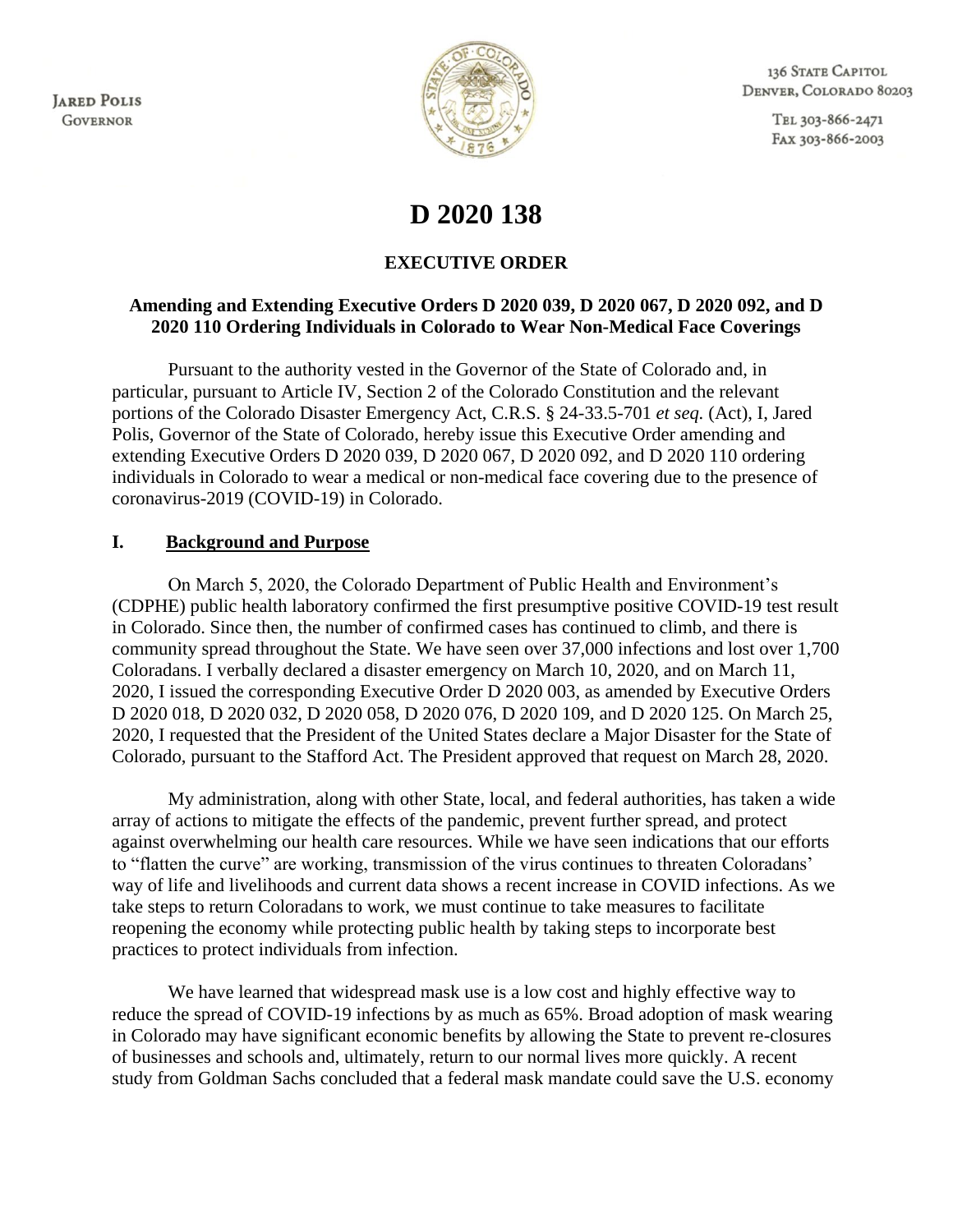JARED POLIS
GOVERNOR

136 STATE CAPITOL
DENVER, COLORADO 80203

TEL 303-866-2471
FAX 303-866-2003

# D 2020 138

## EXECUTIVE ORDER

### Amending and Extending Executive Orders D 2020 039, D 2020 067, D 2020 092, and D 2020 110 Ordering Individuals in Colorado to Wear Non-Medical Face Coverings

Pursuant to the authority vested in the Governor of the State of Colorado and, in particular, pursuant to Article IV, Section 2 of the Colorado Constitution and the relevant portions of the Colorado Disaster Emergency Act, C.R.S. § 24-33.5-701 *et seq.* (Act), I, Jared Polis, Governor of the State of Colorado, hereby issue this Executive Order amending and extending Executive Orders D 2020 039, D 2020 067, D 2020 092, and D 2020 110 ordering individuals in Colorado to wear a medical or non-medical face covering due to the presence of coronavirus-2019 (COVID-19) in Colorado.

## I. Background and Purpose

On March 5, 2020, the Colorado Department of Public Health and Environment's (CDPHE) public health laboratory confirmed the first presumptive positive COVID-19 test result in Colorado. Since then, the number of confirmed cases has continued to climb, and there is community spread throughout the State. We have seen over 37,000 infections and lost over 1,700 Coloradans. I verbally declared a disaster emergency on March 10, 2020, and on March 11, 2020, I issued the corresponding Executive Order D 2020 003, as amended by Executive Orders D 2020 018, D 2020 032, D 2020 058, D 2020 076, D 2020 109, and D 2020 125. On March 25, 2020, I requested that the President of the United States declare a Major Disaster for the State of Colorado, pursuant to the Stafford Act. The President approved that request on March 28, 2020.

My administration, along with other State, local, and federal authorities, has taken a wide array of actions to mitigate the effects of the pandemic, prevent further spread, and protect against overwhelming our health care resources. While we have seen indications that our efforts to "flatten the curve" are working, transmission of the virus continues to threaten Coloradans' way of life and livelihoods and current data shows a recent increase in COVID infections. As we take steps to return Coloradans to work, we must continue to take measures to facilitate reopening the economy while protecting public health by taking steps to incorporate best practices to protect individuals from infection.

We have learned that widespread mask use is a low cost and highly effective way to reduce the spread of COVID-19 infections by as much as 65%. Broad adoption of mask wearing in Colorado may have significant economic benefits by allowing the State to prevent re-closures of businesses and schools and, ultimately, return to our normal lives more quickly. A recent study from Goldman Sachs concluded that a federal mask mandate could save the U.S. economy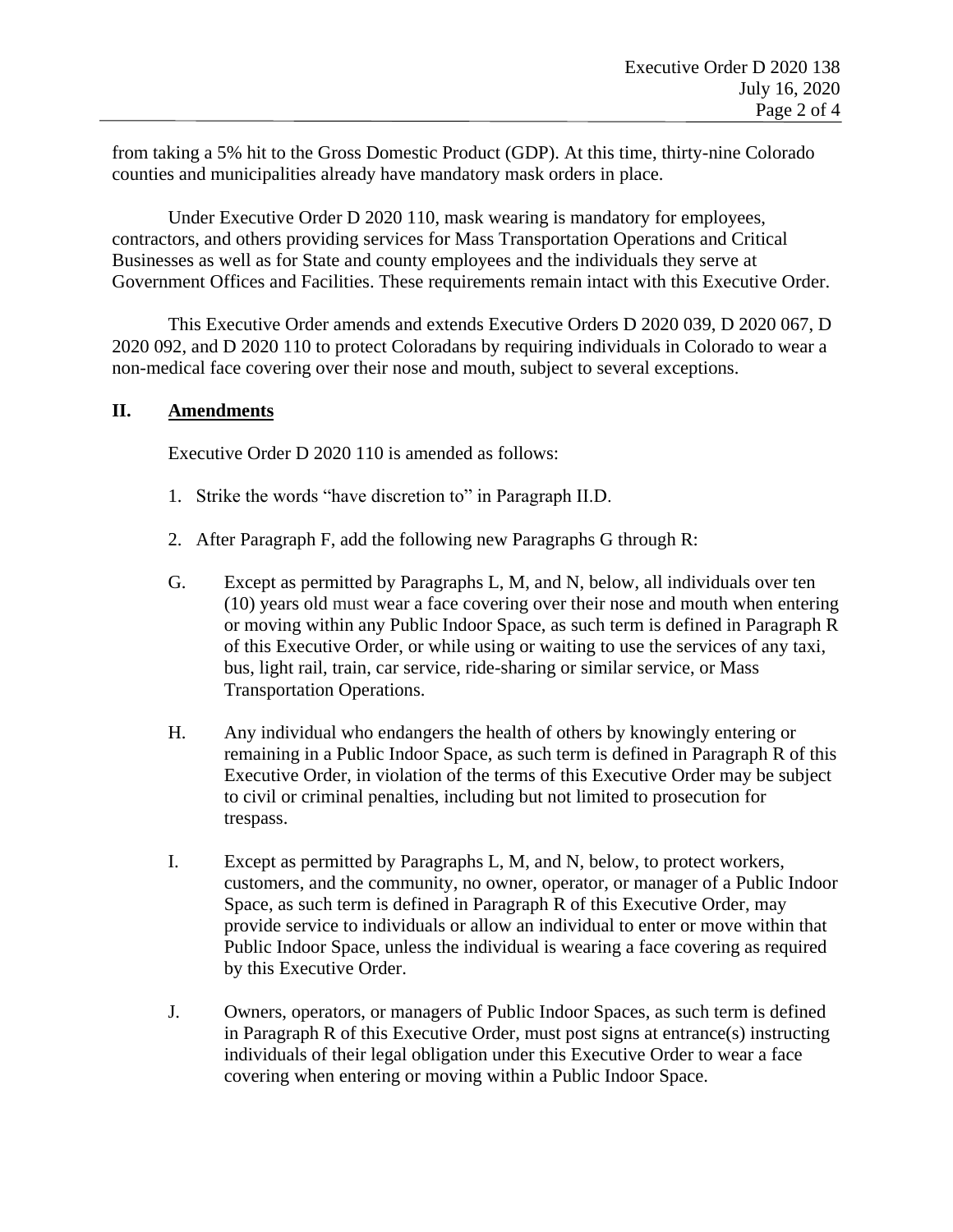from taking a 5% hit to the Gross Domestic Product (GDP). At this time, thirty-nine Colorado counties and municipalities already have mandatory mask orders in place.

Under Executive Order D 2020 110, mask wearing is mandatory for employees, contractors, and others providing services for Mass Transportation Operations and Critical Businesses as well as for State and county employees and the individuals they serve at Government Offices and Facilities. These requirements remain intact with this Executive Order.

This Executive Order amends and extends Executive Orders D 2020 039, D 2020 067, D 2020 092, and D 2020 110 to protect Coloradans by requiring individuals in Colorado to wear a non-medical face covering over their nose and mouth, subject to several exceptions.

## II. Amendments

Executive Order D 2020 110 is amended as follows:

1. Strike the words "have discretion to" in Paragraph II.D.

2. After Paragraph F, add the following new Paragraphs G through R:

G. Except as permitted by Paragraphs L, M, and N, below, all individuals over ten (10) years old must wear a face covering over their nose and mouth when entering or moving within any Public Indoor Space, as such term is defined in Paragraph R of this Executive Order, or while using or waiting to use the services of any taxi, bus, light rail, train, car service, ride-sharing or similar service, or Mass Transportation Operations.

H. Any individual who endangers the health of others by knowingly entering or remaining in a Public Indoor Space, as such term is defined in Paragraph R of this Executive Order, in violation of the terms of this Executive Order may be subject to civil or criminal penalties, including but not limited to prosecution for trespass.

I. Except as permitted by Paragraphs L, M, and N, below, to protect workers, customers, and the community, no owner, operator, or manager of a Public Indoor Space, as such term is defined in Paragraph R of this Executive Order, may provide service to individuals or allow an individual to enter or move within that Public Indoor Space, unless the individual is wearing a face covering as required by this Executive Order.

J. Owners, operators, or managers of Public Indoor Spaces, as such term is defined in Paragraph R of this Executive Order, must post signs at entrance(s) instructing individuals of their legal obligation under this Executive Order to wear a face covering when entering or moving within a Public Indoor Space.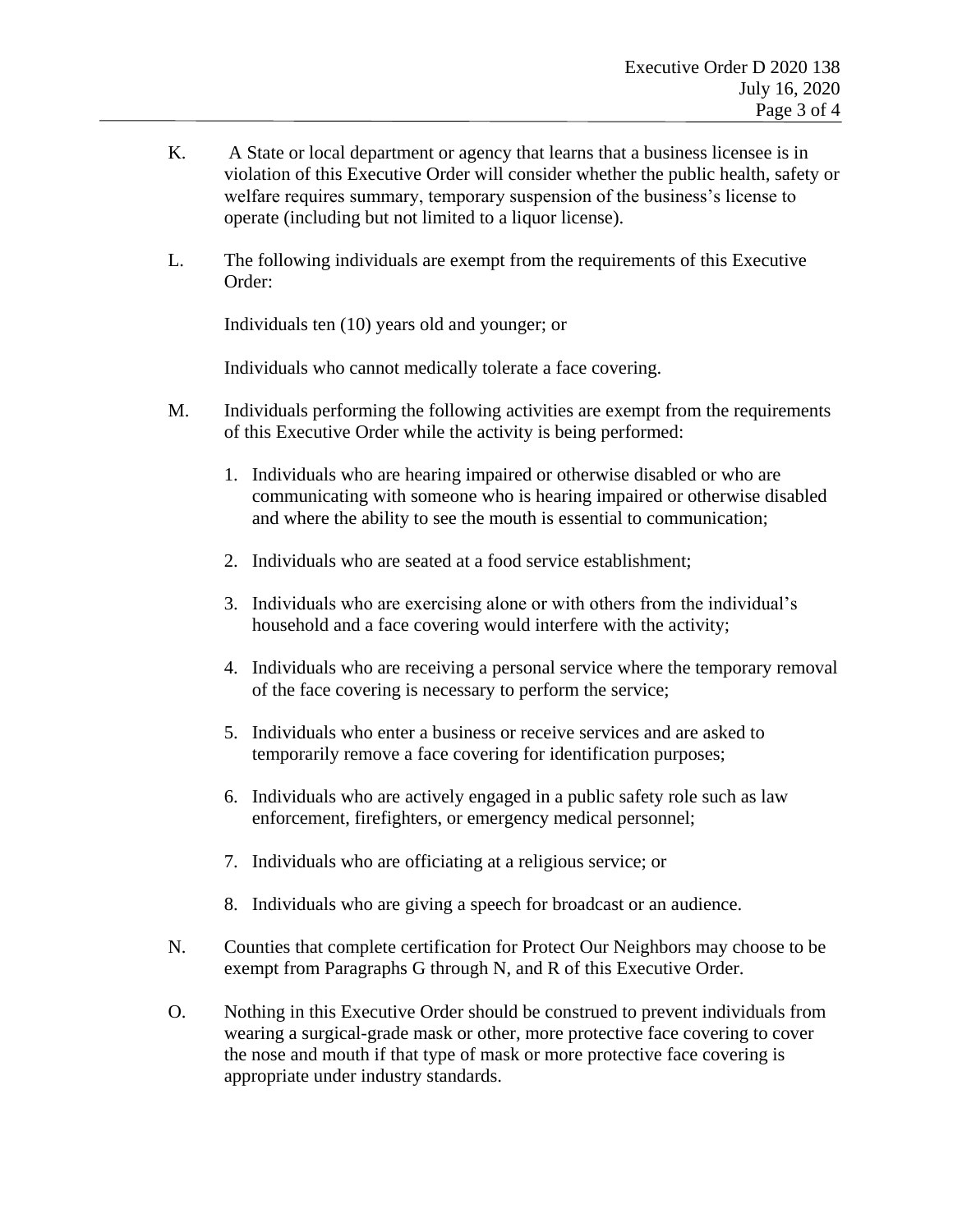K. A State or local department or agency that learns that a business licensee is in violation of this Executive Order will consider whether the public health, safety or welfare requires summary, temporary suspension of the business's license to operate (including but not limited to a liquor license).

L. The following individuals are exempt from the requirements of this Executive Order:

Individuals ten (10) years old and younger; or

Individuals who cannot medically tolerate a face covering.

M. Individuals performing the following activities are exempt from the requirements of this Executive Order while the activity is being performed:

1. Individuals who are hearing impaired or otherwise disabled or who are communicating with someone who is hearing impaired or otherwise disabled and where the ability to see the mouth is essential to communication;
2. Individuals who are seated at a food service establishment;
3. Individuals who are exercising alone or with others from the individual's household and a face covering would interfere with the activity;
4. Individuals who are receiving a personal service where the temporary removal of the face covering is necessary to perform the service;
5. Individuals who enter a business or receive services and are asked to temporarily remove a face covering for identification purposes;
6. Individuals who are actively engaged in a public safety role such as law enforcement, firefighters, or emergency medical personnel;
7. Individuals who are officiating at a religious service; or
8. Individuals who are giving a speech for broadcast or an audience.

N. Counties that complete certification for Protect Our Neighbors may choose to be exempt from Paragraphs G through N, and R of this Executive Order.

O. Nothing in this Executive Order should be construed to prevent individuals from wearing a surgical-grade mask or other, more protective face covering to cover the nose and mouth if that type of mask or more protective face covering is appropriate under industry standards.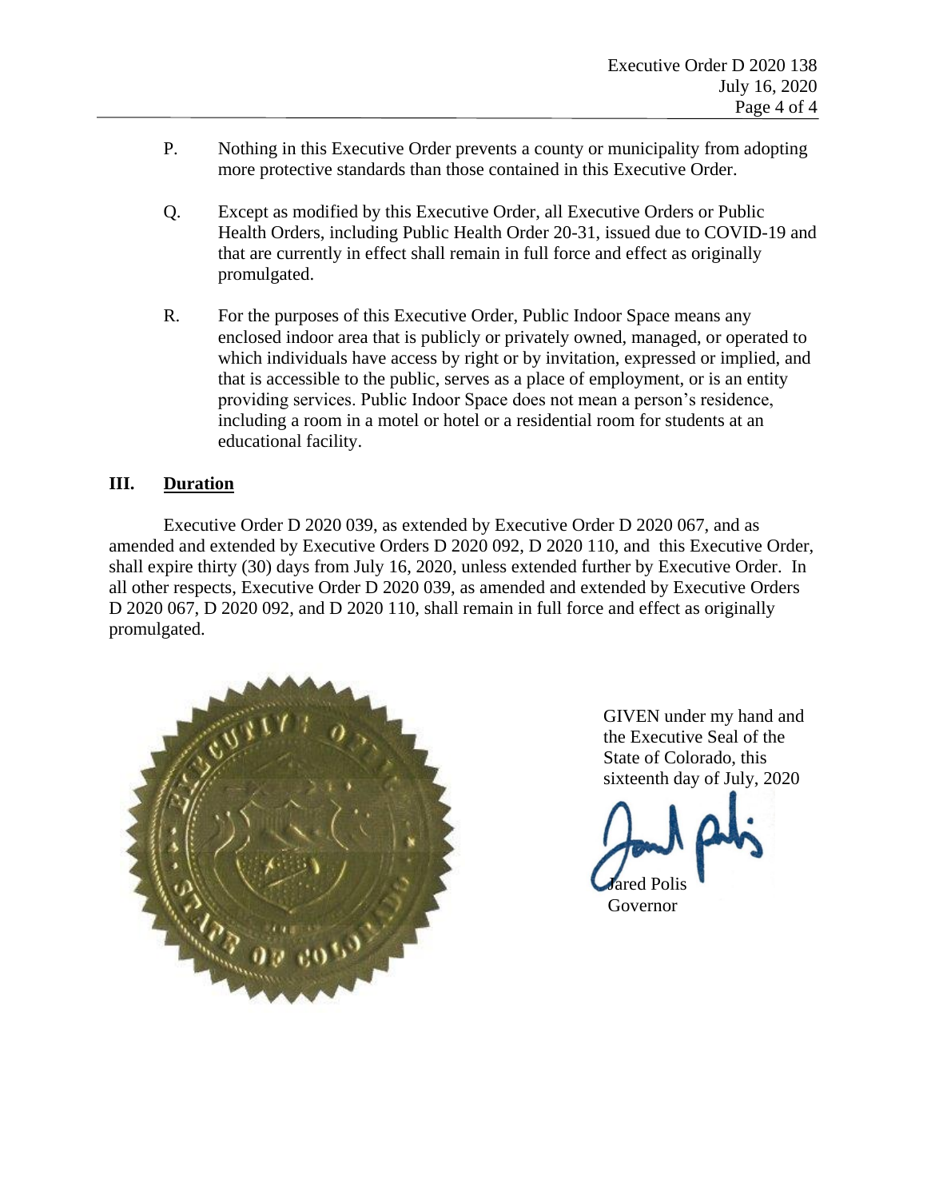P. Nothing in this Executive Order prevents a county or municipality from adopting more protective standards than those contained in this Executive Order.

Q. Except as modified by this Executive Order, all Executive Orders or Public Health Orders, including Public Health Order 20-31, issued due to COVID-19 and that are currently in effect shall remain in full force and effect as originally promulgated.

R. For the purposes of this Executive Order, Public Indoor Space means any enclosed indoor area that is publicly or privately owned, managed, or operated to which individuals have access by right or by invitation, expressed or implied, and that is accessible to the public, serves as a place of employment, or is an entity providing services. Public Indoor Space does not mean a person's residence, including a room in a motel or hotel or a residential room for students at an educational facility.

## III. Duration

Executive Order D 2020 039, as extended by Executive Order D 2020 067, and as amended and extended by Executive Orders D 2020 092, D 2020 110, and this Executive Order, shall expire thirty (30) days from July 16, 2020, unless extended further by Executive Order. In all other respects, Executive Order D 2020 039, as amended and extended by Executive Orders D 2020 067, D 2020 092, and D 2020 110, shall remain in full force and effect as originally promulgated.

GIVEN under my hand and the Executive Seal of the State of Colorado, this sixteenth day of July, 2020

Jared Polis
Governor